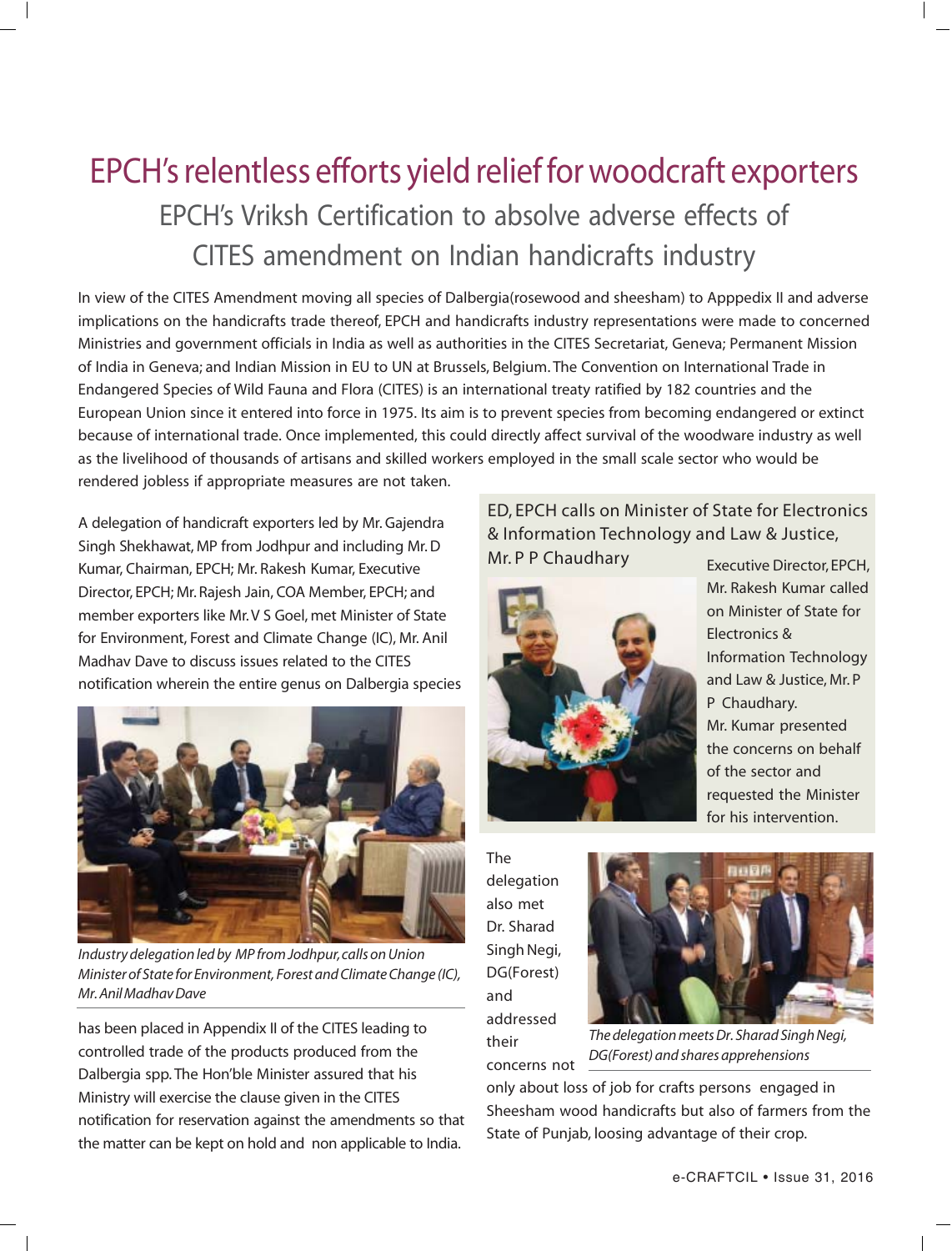# EPCH's relentless efforts yield relief for woodcraft exporters

## EPCH's Vriksh Certification to absolve adverse effects of CITES amendment on Indian handicrafts industry

In view of the CITES Amendment moving all species of Dalbergia(rosewood and sheesham) to Apppedix II and adverse implications on the handicrafts trade thereof, EPCH and handicrafts industry representations were made to concerned Ministries and government officials in India as well as authorities in the CITES Secretariat, Geneva; Permanent Mission of India in Geneva; and Indian Mission in EU to UN at Brussels, Belgium. The Convention on International Trade in Endangered Species of Wild Fauna and Flora (CITES) is an international treaty ratified by 182 countries and the European Union since it entered into force in 1975. Its aim is to prevent species from becoming endangered or extinct because of international trade. Once implemented, this could directly affect survival of the woodware industry as well as the livelihood of thousands of artisans and skilled workers employed in the small scale sector who would be rendered jobless if appropriate measures are not taken.

A delegation of handicraft exporters led by Mr. Gajendra Singh Shekhawat, MP from Jodhpur and including Mr. D Kumar, Chairman, EPCH; Mr. Rakesh Kumar, Executive Director, EPCH; Mr. Rajesh Jain, COA Member, EPCH; and member exporters like Mr. V S Goel, met Minister of State for Environment, Forest and Climate Change (IC), Mr. Anil Madhav Dave to discuss issues related to the CITES notification wherein the entire genus on Dalbergia species has been placed in Appendix II of the CITES leading to controlled trade of the products produced from the Dalbergia spp. The Hon'ble Minister assured that his Ministry will exercise the clause given in the CITES notification for reservation against the amendments so that the matter can be kept on hold and non applicable to India.

*Industry delegation led by MP from Jodhpur, calls on Union Minister of State for Environment, Forest and Climate Change (IC), Mr. Anil Madhav Dave*

### ED, EPCH calls on Minister of State for Electronics & Information Technology and Law & Justice, Mr. P P Chaudhary

Executive Director, EPCH, Mr. Rakesh Kumar called on Minister of State for Electronics & Information Technology and Law & Justice, Mr. P P Chaudhary. Mr. Kumar presented the concerns on behalf of the sector and requested the Minister for his intervention.

The delegation also met Dr. Sharad Singh Negi, DG(Forest) and addressed their concerns not only about loss of job for crafts persons engaged in Sheesham wood handicrafts but also of farmers from the State of Punjab, loosing advantage of their crop.

*The delegation meets Dr. Sharad Singh Negi, DG(Forest) and shares apprehensions*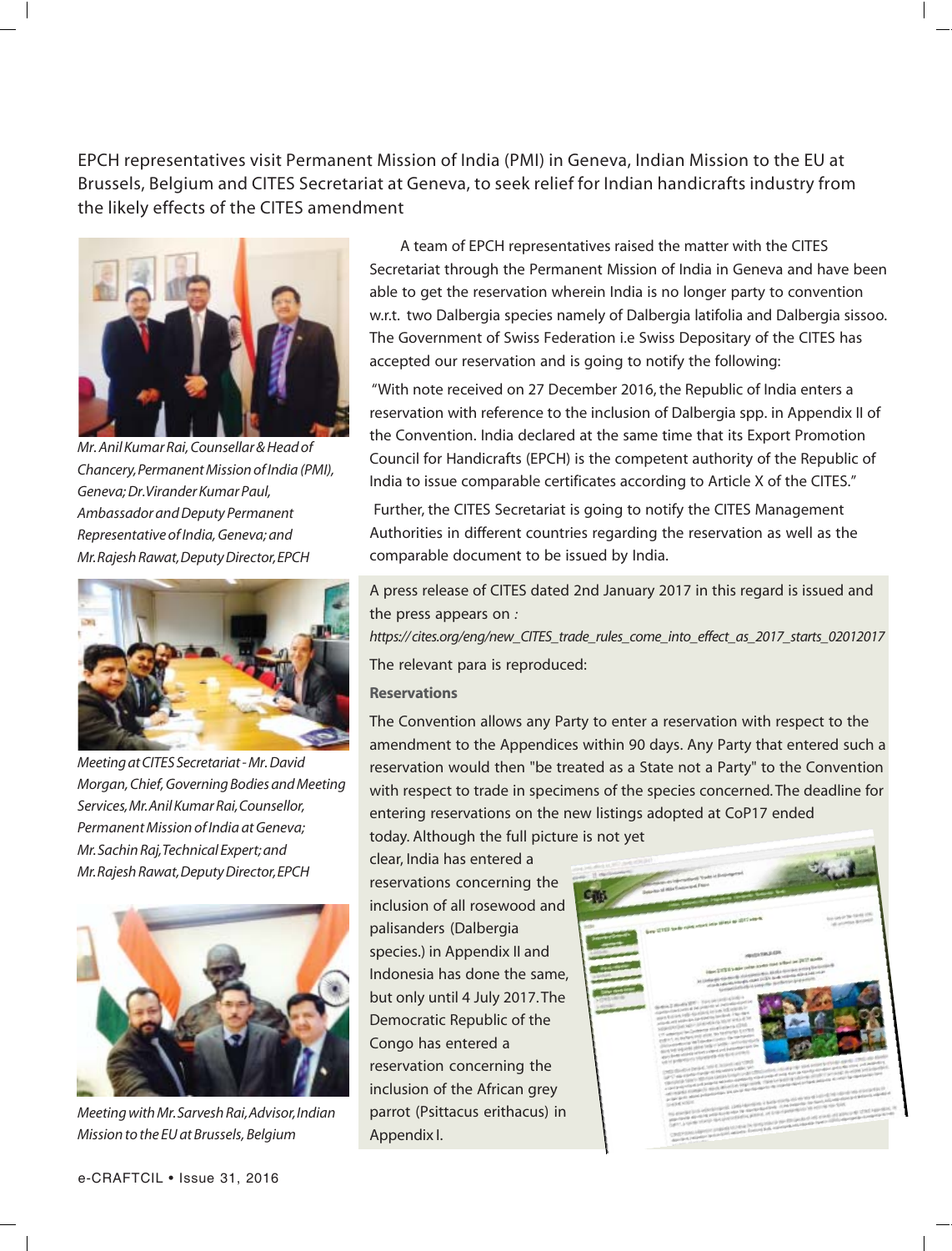EPCH representatives visit Permanent Mission of India (PMI) in Geneva, Indian Mission to the EU at Brussels, Belgium and CITES Secretariat at Geneva, to seek relief for Indian handicrafts industry from the likely effects of the CITES amendment

*Mr. Anil Kumar Rai, Counsellar & Head of Chancery, Permanent Mission of India (PMI), Geneva; Dr. Virander Kumar Paul, Ambassador and Deputy Permanent Representative of India, Geneva; and Mr. Rajesh Rawat, Deputy Director, EPCH*

*Meeting at CITES Secretariat - Mr. David Morgan, Chief, Governing Bodies and Meeting Services, Mr. Anil Kumar Rai, Counsellor, Permanent Mission of India at Geneva; Mr. Sachin Raj, Technical Expert; and Mr. Rajesh Rawat, Deputy Director, EPCH*

*Meeting with Mr. Sarvesh Rai, Advisor, Indian Mission to the EU at Brussels, Belgium*

A team of EPCH representatives raised the matter with the CITES Secretariat through the Permanent Mission of India in Geneva and have been able to get the reservation wherein India is no longer party to convention w.r.t. two Dalbergia species namely of Dalbergia latifolia and Dalbergia sissoo. The Government of Swiss Federation i.e Swiss Depositary of the CITES has accepted our reservation and is going to notify the following:

"With note received on 27 December 2016, the Republic of India enters a reservation with reference to the inclusion of Dalbergia spp. in Appendix II of the Convention. India declared at the same time that its Export Promotion Council for Handicrafts (EPCH) is the competent authority of the Republic of India to issue comparable certificates according to Article X of the CITES."

Further, the CITES Secretariat is going to notify the CITES Management Authorities in different countries regarding the reservation as well as the comparable document to be issued by India.

A press release of CITES dated 2nd January 2017 in this regard is issued and the press appears on *:*

*https://cites.org/eng/new_CITES_trade_rules_come_into_effect_as_2017_starts_02012017*

The relevant para is reproduced:

**Reservations**

The Convention allows any Party to enter a reservation with respect to the amendment to the Appendices within 90 days. Any Party that entered such a reservation would then "be treated as a State not a Party" to the Convention with respect to trade in specimens of the species concerned. The deadline for entering reservations on the new listings adopted at CoP17 ended today. Although the full picture is not yet clear, India has entered a reservations concerning the inclusion of all rosewood and palisanders (Dalbergia species.) in Appendix II and Indonesia has done the same, but only until 4 July 2017. The Democratic Republic of the Congo has entered a reservation concerning the inclusion of the African grey parrot (Psittacus erithacus) in Appendix I.